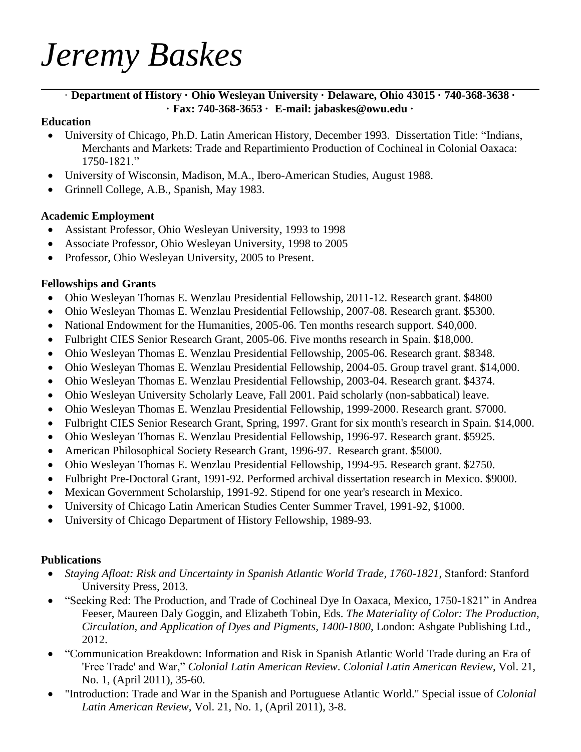# *Jeremy Baskes*

· **Department of History · Ohio Wesleyan University · Delaware, Ohio 43015 · 740-368-3638 · · Fax: 740-368-3653 · E-mail: jabaskes@owu.edu ·**

**Education**

- University of Chicago, Ph.D. Latin American History, December 1993. Dissertation Title: "Indians, Merchants and Markets: Trade and Repartimiento Production of Cochineal in Colonial Oaxaca: 1750-1821."
- University of Wisconsin, Madison, M.A., Ibero-American Studies, August 1988.
- Grinnell College, A.B., Spanish, May 1983.

**Academic Employment**

- Assistant Professor, Ohio Wesleyan University, 1993 to 1998
- Associate Professor, Ohio Wesleyan University, 1998 to 2005
- Professor, Ohio Wesleyan University, 2005 to Present.

**Fellowships and Grants**

- Ohio Wesleyan Thomas E. Wenzlau Presidential Fellowship, 2011-12. Research grant. $4800
- Ohio Wesleyan Thomas E. Wenzlau Presidential Fellowship, 2007-08. Research grant. $5300.
- National Endowment for the Humanities, 2005-06. Ten months research support. $40,000.
- Fulbright CIES Senior Research Grant, 2005-06. Five months research in Spain. $18,000.
- Ohio Wesleyan Thomas E. Wenzlau Presidential Fellowship, 2005-06. Research grant. $8348.
- Ohio Wesleyan Thomas E. Wenzlau Presidential Fellowship, 2004-05. Group travel grant. $14,000.
- Ohio Wesleyan Thomas E. Wenzlau Presidential Fellowship, 2003-04. Research grant. $4374.
- Ohio Wesleyan University Scholarly Leave, Fall 2001. Paid scholarly (non-sabbatical) leave.
- Ohio Wesleyan Thomas E. Wenzlau Presidential Fellowship, 1999-2000. Research grant. $7000.
- Fulbright CIES Senior Research Grant, Spring, 1997. Grant for six month's research in Spain. $14,000.
- Ohio Wesleyan Thomas E. Wenzlau Presidential Fellowship, 1996-97. Research grant. $5925.
- American Philosophical Society Research Grant, 1996-97. Research grant. $5000.
- Ohio Wesleyan Thomas E. Wenzlau Presidential Fellowship, 1994-95. Research grant. $2750.
- Fulbright Pre-Doctoral Grant, 1991-92. Performed archival dissertation research in Mexico. $9000.
- Mexican Government Scholarship, 1991-92. Stipend for one year's research in Mexico.
- University of Chicago Latin American Studies Center Summer Travel, 1991-92, $1000.
- University of Chicago Department of History Fellowship, 1989-93.

**Publications**

- *Staying Afloat: Risk and Uncertainty in Spanish Atlantic World Trade, 1760-1821*, Stanford: Stanford University Press, 2013.
- "Seeking Red: The Production, and Trade of Cochineal Dye In Oaxaca, Mexico, 1750-1821" in Andrea Feeser, Maureen Daly Goggin, and Elizabeth Tobin, Eds. *The Materiality of Color: The Production, Circulation, and Application of Dyes and Pigments, 1400-1800*, London: Ashgate Publishing Ltd., 2012.
- "Communication Breakdown: Information and Risk in Spanish Atlantic World Trade during an Era of 'Free Trade' and War," *Colonial Latin American Review*. *Colonial Latin American Review*, Vol. 21, No. 1, (April 2011), 35-60.
- "Introduction: Trade and War in the Spanish and Portuguese Atlantic World." Special issue of *Colonial Latin American Review*, Vol. 21, No. 1, (April 2011), 3-8.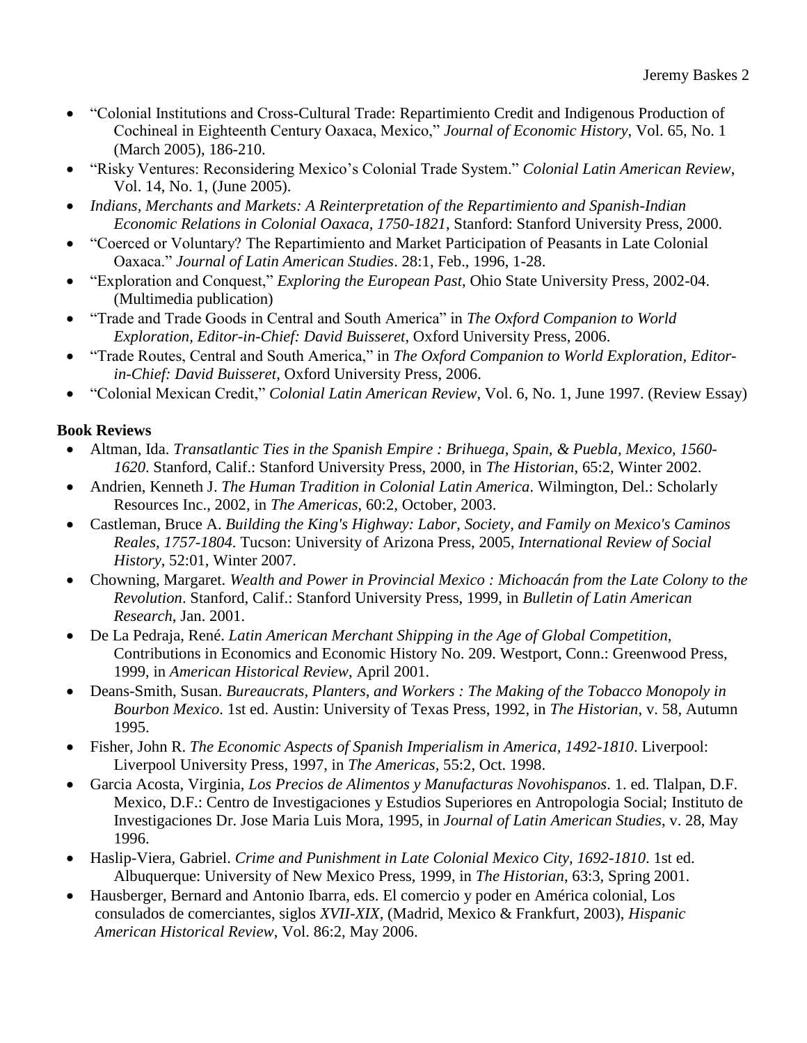- "Colonial Institutions and Cross-Cultural Trade: Repartimiento Credit and Indigenous Production of Cochineal in Eighteenth Century Oaxaca, Mexico," *Journal of Economic History*, Vol. 65, No. 1 (March 2005), 186-210.
- "Risky Ventures: Reconsidering Mexico's Colonial Trade System." *Colonial Latin American Review*, Vol. 14, No. 1, (June 2005).
- *Indians, Merchants and Markets: A Reinterpretation of the Repartimiento and Spanish-Indian Economic Relations in Colonial Oaxaca, 1750-1821*, Stanford: Stanford University Press, 2000.
- "Coerced or Voluntary? The Repartimiento and Market Participation of Peasants in Late Colonial Oaxaca." *Journal of Latin American Studies*. 28:1, Feb., 1996, 1-28.
- "Exploration and Conquest," *Exploring the European Past*, Ohio State University Press, 2002-04. (Multimedia publication)
- "Trade and Trade Goods in Central and South America" in *The Oxford Companion to World Exploration, Editor-in-Chief: David Buisseret*, Oxford University Press, 2006.
- "Trade Routes, Central and South America," in *The Oxford Companion to World Exploration, Editor-in-Chief: David Buisseret*, Oxford University Press, 2006.
- "Colonial Mexican Credit," *Colonial Latin American Review*, Vol. 6, No. 1, June 1997. (Review Essay)

**Book Reviews**

- Altman, Ida. *Transatlantic Ties in the Spanish Empire : Brihuega, Spain, & Puebla, Mexico, 1560-1620*. Stanford, Calif.: Stanford University Press, 2000, in *The Historian*, 65:2, Winter 2002.
- Andrien, Kenneth J. *The Human Tradition in Colonial Latin America*. Wilmington, Del.: Scholarly Resources Inc., 2002, in *The Americas*, 60:2, October, 2003.
- Castleman, Bruce A. *Building the King's Highway: Labor, Society, and Family on Mexico's Caminos Reales, 1757-1804*. Tucson: University of Arizona Press, 2005, *International Review of Social History*, 52:01, Winter 2007.
- Chowning, Margaret. *Wealth and Power in Provincial Mexico : Michoacán from the Late Colony to the Revolution*. Stanford, Calif.: Stanford University Press, 1999, in *Bulletin of Latin American Research*, Jan. 2001.
- De La Pedraja, René. *Latin American Merchant Shipping in the Age of Global Competition*, Contributions in Economics and Economic History No. 209. Westport, Conn.: Greenwood Press, 1999, in *American Historical Review*, April 2001.
- Deans-Smith, Susan. *Bureaucrats, Planters, and Workers : The Making of the Tobacco Monopoly in Bourbon Mexico*. 1st ed. Austin: University of Texas Press, 1992, in *The Historian*, v. 58, Autumn 1995.
- Fisher, John R. *The Economic Aspects of Spanish Imperialism in America, 1492-1810*. Liverpool: Liverpool University Press, 1997, in *The Americas*, 55:2, Oct. 1998.
- Garcia Acosta, Virginia, *Los Precios de Alimentos y Manufacturas Novohispanos*. 1. ed. Tlalpan, D.F. Mexico, D.F.: Centro de Investigaciones y Estudios Superiores en Antropologia Social; Instituto de Investigaciones Dr. Jose Maria Luis Mora, 1995, in *Journal of Latin American Studies*, v. 28, May 1996.
- Haslip-Viera, Gabriel. *Crime and Punishment in Late Colonial Mexico City, 1692-1810*. 1st ed. Albuquerque: University of New Mexico Press, 1999, in *The Historian*, 63:3, Spring 2001.
- Hausberger, Bernard and Antonio Ibarra, eds. El comercio y poder en América colonial, Los consulados de comerciantes, siglos *XVII-XIX*, (Madrid, Mexico & Frankfurt, 2003), *Hispanic American Historical Review*, Vol. 86:2, May 2006.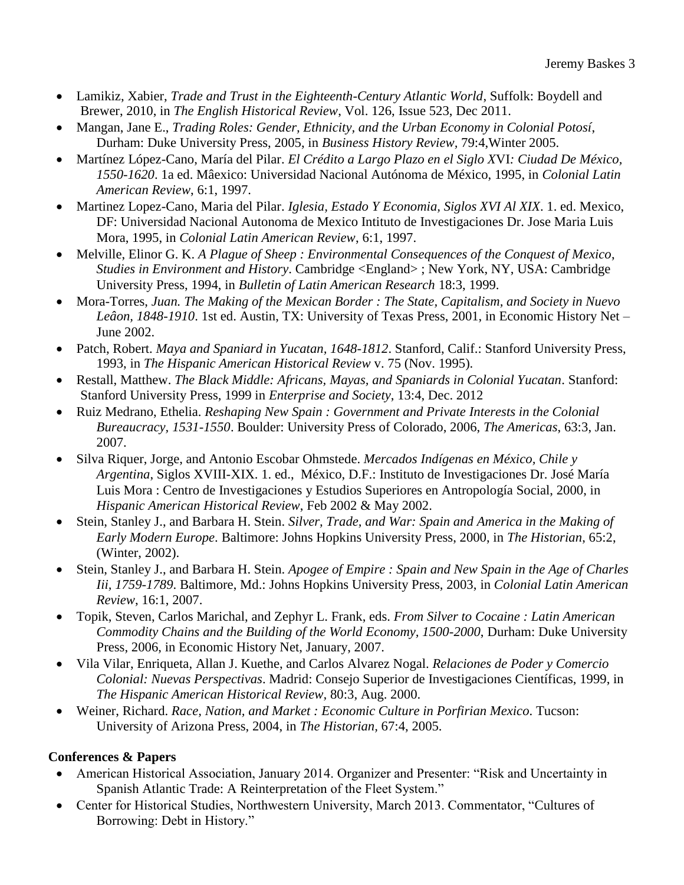- Lamikiz, Xabier, *Trade and Trust in the Eighteenth-Century Atlantic World*, Suffolk: Boydell and Brewer, 2010, in *The English Historical Review*, Vol. 126, Issue 523, Dec 2011.
- Mangan, Jane E., *Trading Roles: Gender, Ethnicity, and the Urban Economy in Colonial Potosí*, Durham: Duke University Press, 2005, in *Business History Review*, 79:4,Winter 2005.
- Martínez López-Cano, María del Pilar. *El Crédito a Largo Plazo en el Siglo X*VI*: Ciudad De México, 1550-1620*. 1a ed. Mâexico: Universidad Nacional Autónoma de México, 1995, in *Colonial Latin American Review*, 6:1, 1997.
- Martinez Lopez-Cano, Maria del Pilar. *Iglesia, Estado Y Economia, Siglos XVI Al XIX*. 1. ed. Mexico, DF: Universidad Nacional Autonoma de Mexico Intituto de Investigaciones Dr. Jose Maria Luis Mora, 1995, in *Colonial Latin American Review*, 6:1, 1997.
- Melville, Elinor G. K. *A Plague of Sheep : Environmental Consequences of the Conquest of Mexico*, *Studies in Environment and History*. Cambridge <England> ; New York, NY, USA: Cambridge University Press, 1994, in *Bulletin of Latin American Research* 18:3, 1999.
- Mora-Torres, *Juan. The Making of the Mexican Border : The State, Capitalism, and Society in Nuevo Leâon, 1848-1910*. 1st ed. Austin, TX: University of Texas Press, 2001, in Economic History Net – June 2002.
- Patch, Robert. *Maya and Spaniard in Yucatan, 1648-1812*. Stanford, Calif.: Stanford University Press, 1993, in *The Hispanic American Historical Review* v. 75 (Nov. 1995).
- Restall, Matthew. *The Black Middle: Africans, Mayas, and Spaniards in Colonial Yucatan*. Stanford: Stanford University Press, 1999 in *Enterprise and Society*, 13:4, Dec. 2012
- Ruiz Medrano, Ethelia. *Reshaping New Spain : Government and Private Interests in the Colonial Bureaucracy, 1531-1550*. Boulder: University Press of Colorado, 2006, *The Americas*, 63:3, Jan. 2007.
- Silva Riquer, Jorge, and Antonio Escobar Ohmstede. *Mercados Indígenas en México, Chile y Argentina*, Siglos XVIII-XIX. 1. ed., México, D.F.: Instituto de Investigaciones Dr. José María Luis Mora : Centro de Investigaciones y Estudios Superiores en Antropología Social, 2000, in *Hispanic American Historical Review*, Feb 2002 & May 2002.
- Stein, Stanley J., and Barbara H. Stein. *Silver, Trade, and War: Spain and America in the Making of Early Modern Europe*. Baltimore: Johns Hopkins University Press, 2000, in *The Historian*, 65:2, (Winter, 2002).
- Stein, Stanley J., and Barbara H. Stein. *Apogee of Empire : Spain and New Spain in the Age of Charles Iii, 1759-1789*. Baltimore, Md.: Johns Hopkins University Press, 2003, in *Colonial Latin American Review*, 16:1, 2007.
- Topik, Steven, Carlos Marichal, and Zephyr L. Frank, eds. *From Silver to Cocaine : Latin American Commodity Chains and the Building of the World Economy, 1500-2000*, Durham: Duke University Press, 2006, in Economic History Net, January, 2007.
- Vila Vilar, Enriqueta, Allan J. Kuethe, and Carlos Alvarez Nogal. *Relaciones de Poder y Comercio Colonial: Nuevas Perspectivas*. Madrid: Consejo Superior de Investigaciones Científicas, 1999, in *The Hispanic American Historical Review*, 80:3, Aug. 2000.
- Weiner, Richard. *Race, Nation, and Market : Economic Culture in Porfirian Mexico*. Tucson: University of Arizona Press, 2004, in *The Historian*, 67:4, 2005.

**Conferences & Papers**

- American Historical Association, January 2014. Organizer and Presenter: "Risk and Uncertainty in Spanish Atlantic Trade: A Reinterpretation of the Fleet System."
- Center for Historical Studies, Northwestern University, March 2013. Commentator, "Cultures of Borrowing: Debt in History."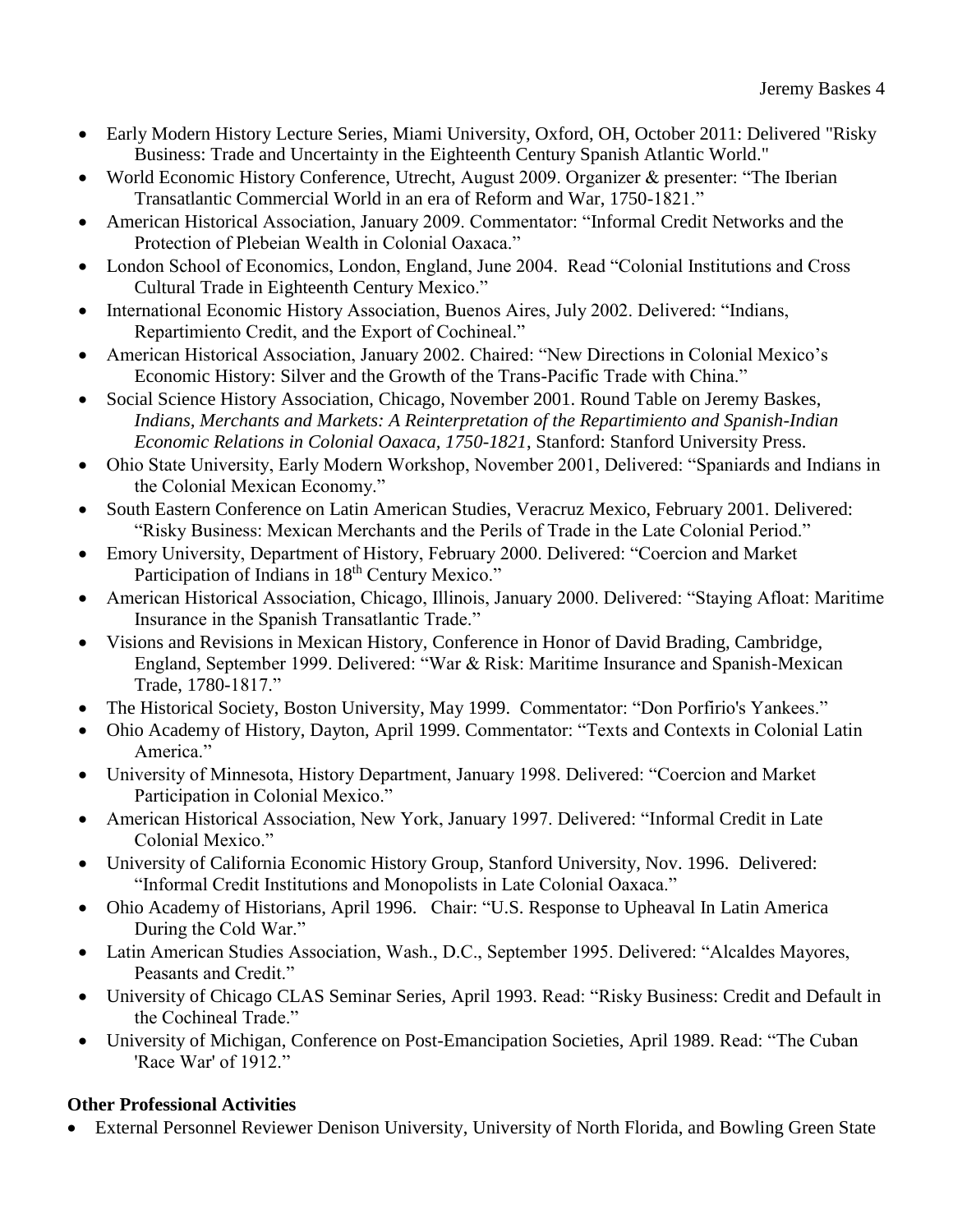- Early Modern History Lecture Series, Miami University, Oxford, OH, October 2011: Delivered "Risky Business: Trade and Uncertainty in the Eighteenth Century Spanish Atlantic World."
- World Economic History Conference, Utrecht, August 2009. Organizer & presenter: "The Iberian Transatlantic Commercial World in an era of Reform and War, 1750-1821."
- American Historical Association, January 2009. Commentator: "Informal Credit Networks and the Protection of Plebeian Wealth in Colonial Oaxaca."
- London School of Economics, London, England, June 2004. Read "Colonial Institutions and Cross Cultural Trade in Eighteenth Century Mexico."
- International Economic History Association, Buenos Aires, July 2002. Delivered: "Indians, Repartimiento Credit, and the Export of Cochineal."
- American Historical Association, January 2002. Chaired: "New Directions in Colonial Mexico's Economic History: Silver and the Growth of the Trans-Pacific Trade with China."
- Social Science History Association, Chicago, November 2001. Round Table on Jeremy Baskes, *Indians, Merchants and Markets: A Reinterpretation of the Repartimiento and Spanish-Indian Economic Relations in Colonial Oaxaca, 1750-1821*, Stanford: Stanford University Press.
- Ohio State University, Early Modern Workshop, November 2001, Delivered: "Spaniards and Indians in the Colonial Mexican Economy."
- South Eastern Conference on Latin American Studies, Veracruz Mexico, February 2001. Delivered: "Risky Business: Mexican Merchants and the Perils of Trade in the Late Colonial Period."
- Emory University, Department of History, February 2000. Delivered: "Coercion and Market Participation of Indians in 18th Century Mexico."
- American Historical Association, Chicago, Illinois, January 2000. Delivered: "Staying Afloat: Maritime Insurance in the Spanish Transatlantic Trade."
- Visions and Revisions in Mexican History, Conference in Honor of David Brading, Cambridge, England, September 1999. Delivered: "War & Risk: Maritime Insurance and Spanish-Mexican Trade, 1780-1817."
- The Historical Society, Boston University, May 1999. Commentator: "Don Porfirio's Yankees."
- Ohio Academy of History, Dayton, April 1999. Commentator: "Texts and Contexts in Colonial Latin America."
- University of Minnesota, History Department, January 1998. Delivered: "Coercion and Market Participation in Colonial Mexico."
- American Historical Association, New York, January 1997. Delivered: "Informal Credit in Late Colonial Mexico."
- University of California Economic History Group, Stanford University, Nov. 1996. Delivered: "Informal Credit Institutions and Monopolists in Late Colonial Oaxaca."
- Ohio Academy of Historians, April 1996. Chair: "U.S. Response to Upheaval In Latin America During the Cold War."
- Latin American Studies Association, Wash., D.C., September 1995. Delivered: "Alcaldes Mayores, Peasants and Credit."
- University of Chicago CLAS Seminar Series, April 1993. Read: "Risky Business: Credit and Default in the Cochineal Trade."
- University of Michigan, Conference on Post-Emancipation Societies, April 1989. Read: "The Cuban 'Race War' of 1912."

**Other Professional Activities**

- External Personnel Reviewer Denison University, University of North Florida, and Bowling Green State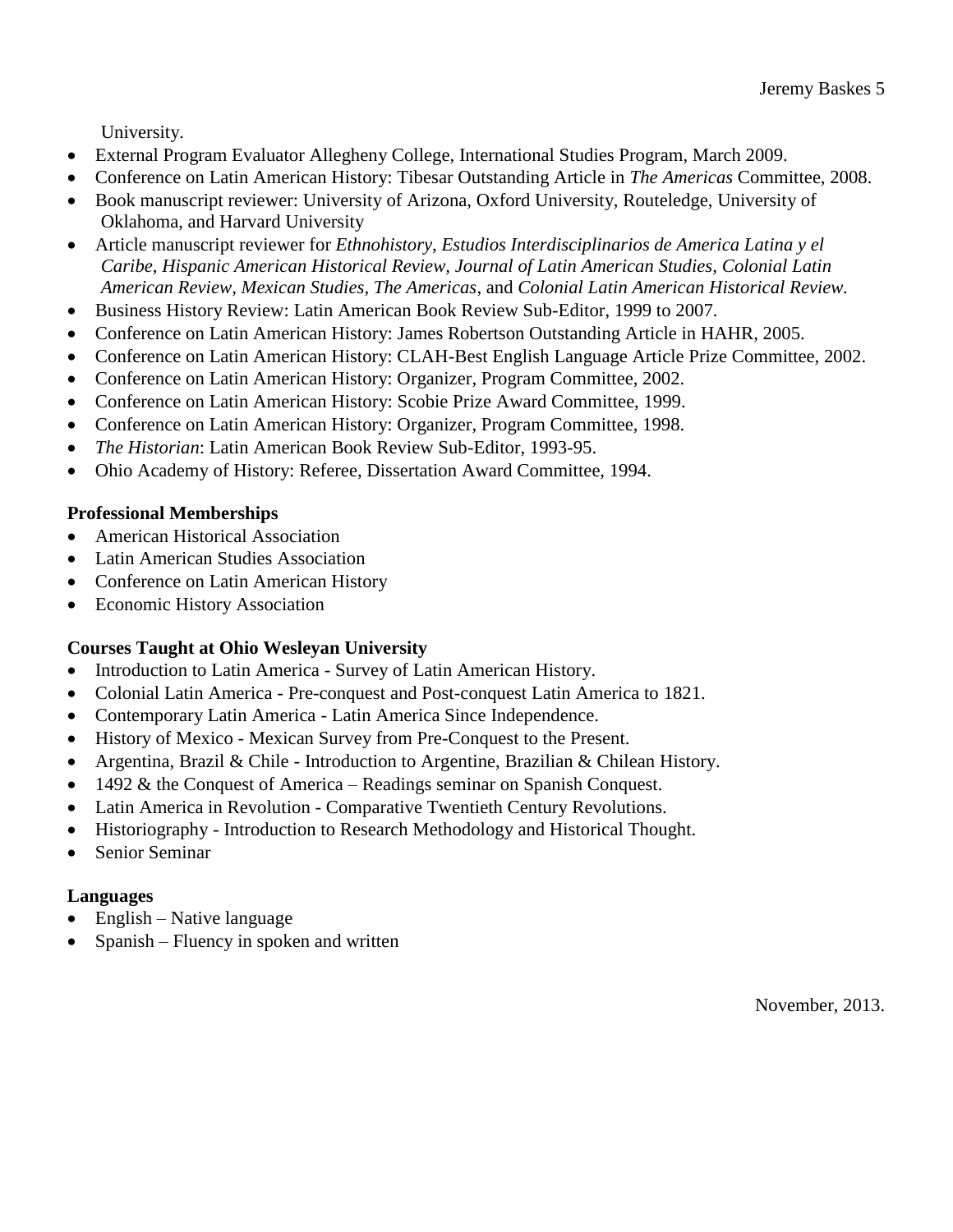University.

- External Program Evaluator Allegheny College, International Studies Program, March 2009.
- Conference on Latin American History: Tibesar Outstanding Article in *The Americas* Committee, 2008.
- Book manuscript reviewer: University of Arizona, Oxford University, Routeledge, University of Oklahoma, and Harvard University
- Article manuscript reviewer for *Ethnohistory*, *Estudios Interdisciplinarios de America Latina y el Caribe*, *Hispanic American Historical Review*, *Journal of Latin American Studies*, *Colonial Latin American Review*, *Mexican Studies*, *The Americas*, and *Colonial Latin American Historical Review*.
- Business History Review: Latin American Book Review Sub-Editor, 1999 to 2007.
- Conference on Latin American History: James Robertson Outstanding Article in HAHR, 2005.
- Conference on Latin American History: CLAH-Best English Language Article Prize Committee, 2002.
- Conference on Latin American History: Organizer, Program Committee, 2002.
- Conference on Latin American History: Scobie Prize Award Committee, 1999.
- Conference on Latin American History: Organizer, Program Committee, 1998.
- *The Historian*: Latin American Book Review Sub-Editor, 1993-95.
- Ohio Academy of History: Referee, Dissertation Award Committee, 1994.

**Professional Memberships**

- American Historical Association
- Latin American Studies Association
- Conference on Latin American History
- Economic History Association

**Courses Taught at Ohio Wesleyan University**

- Introduction to Latin America - Survey of Latin American History.
- Colonial Latin America - Pre-conquest and Post-conquest Latin America to 1821.
- Contemporary Latin America - Latin America Since Independence.
- History of Mexico - Mexican Survey from Pre-Conquest to the Present.
- Argentina, Brazil & Chile - Introduction to Argentine, Brazilian & Chilean History.
- 1492 & the Conquest of America – Readings seminar on Spanish Conquest.
- Latin America in Revolution - Comparative Twentieth Century Revolutions.
- Historiography - Introduction to Research Methodology and Historical Thought.
- Senior Seminar

**Languages**

- English – Native language
- Spanish – Fluency in spoken and written

November, 2013.